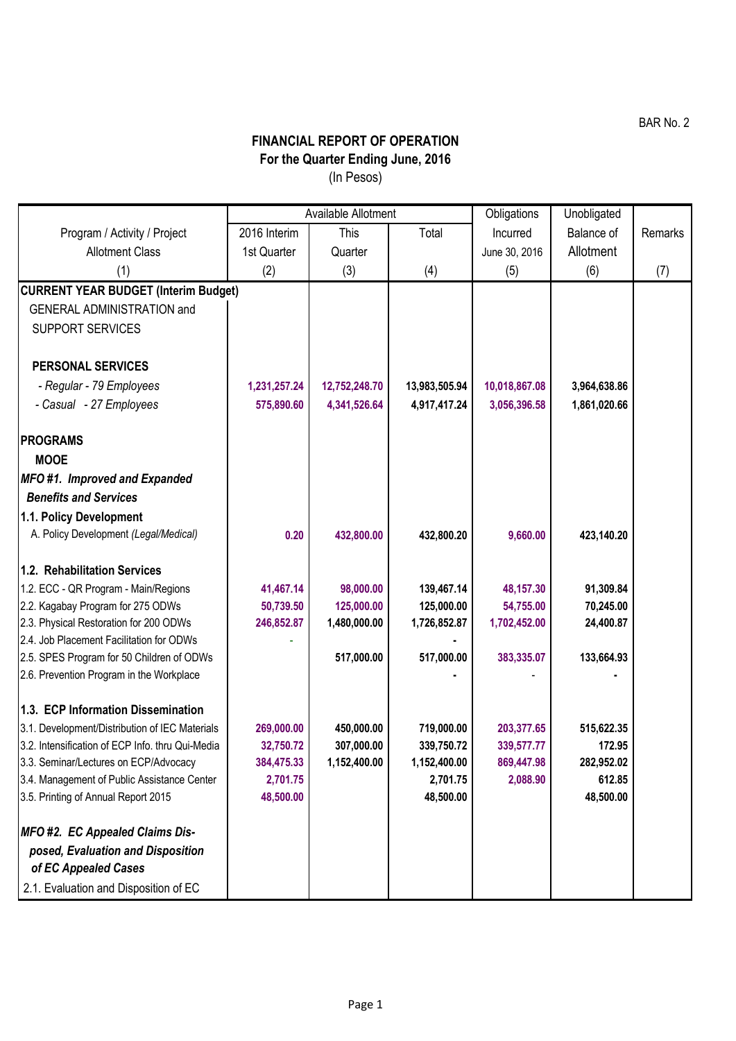BAR No. 2

# FINANCIAL REPORT OF OPERATION
## For the Quarter Ending June, 2016
(In Pesos)

| Program / Activity / Project Allotment Class | Available Allotment 2016 Interim 1st Quarter | This Quarter | Total | Obligations Incurred June 30, 2016 | Unobligated Balance of Allotment | Remarks |
|---|---|---|---|---|---|---|
| (1) | (2) | (3) | (4) | (5) | (6) | (7) |
| **CURRENT YEAR BUDGET (Interim Budget)** | | | | | | |
| GENERAL ADMINISTRATION and SUPPORT SERVICES | | | | | | |
| **PERSONAL SERVICES** | | | | | | |
| *- Regular - 79 Employees* | **1,231,257.24** | **12,752,248.70** | **13,983,505.94** | **10,018,867.08** | **3,964,638.86** | |
| *- Casual - 27 Employees* | **575,890.60** | **4,341,526.64** | **4,917,417.24** | **3,056,396.58** | **1,861,020.66** | |
| **PROGRAMS** | | | | | | |
| **MOOE** | | | | | | |
| ***MFO #1. Improved and Expanded Benefits and Services*** | | | | | | |
| **1.1. Policy Development** | | | | | | |
| A. Policy Development *(Legal/Medical)* | **0.20** | **432,800.00** | **432,800.20** | **9,660.00** | **423,140.20** | |
| **1.2. Rehabilitation Services** | | | | | | |
| 1.2. ECC - QR Program - Main/Regions | **41,467.14** | **98,000.00** | **139,467.14** | **48,157.30** | **91,309.84** | |
| 2.2. Kagabay Program for 275 ODWs | **50,739.50** | **125,000.00** | **125,000.00** | **54,755.00** | **70,245.00** | |
| 2.3. Physical Restoration for 200 ODWs | **246,852.87** | **1,480,000.00** | **1,726,852.87** | **1,702,452.00** | **24,400.87** | |
| 2.4. Job Placement Facilitation for ODWs | - | | **-** | | | |
| 2.5. SPES Program for 50 Children of ODWs | | **517,000.00** | **517,000.00** | **383,335.07** | **133,664.93** | |
| 2.6. Prevention Program in the Workplace | | | **-** | - | **-** | |
| **1.3. ECP Information Dissemination** | | | | | | |
| 3.1. Development/Distribution of IEC Materials | **269,000.00** | **450,000.00** | **719,000.00** | **203,377.65** | **515,622.35** | |
| 3.2. Intensification of ECP Info. thru Qui-Media | **32,750.72** | **307,000.00** | **339,750.72** | **339,577.77** | **172.95** | |
| 3.3. Seminar/Lectures on ECP/Advocacy | **384,475.33** | **1,152,400.00** | **1,152,400.00** | **869,447.98** | **282,952.02** | |
| 3.4. Management of Public Assistance Center | **2,701.75** | | **2,701.75** | **2,088.90** | **612.85** | |
| 3.5. Printing of Annual Report 2015 | **48,500.00** | | **48,500.00** | | **48,500.00** | |
| ***MFO #2. EC Appealed Claims Disposed, Evaluation and Disposition of EC Appealed Cases*** | | | | | | |
| 2.1. Evaluation and Disposition of EC | | | | | | |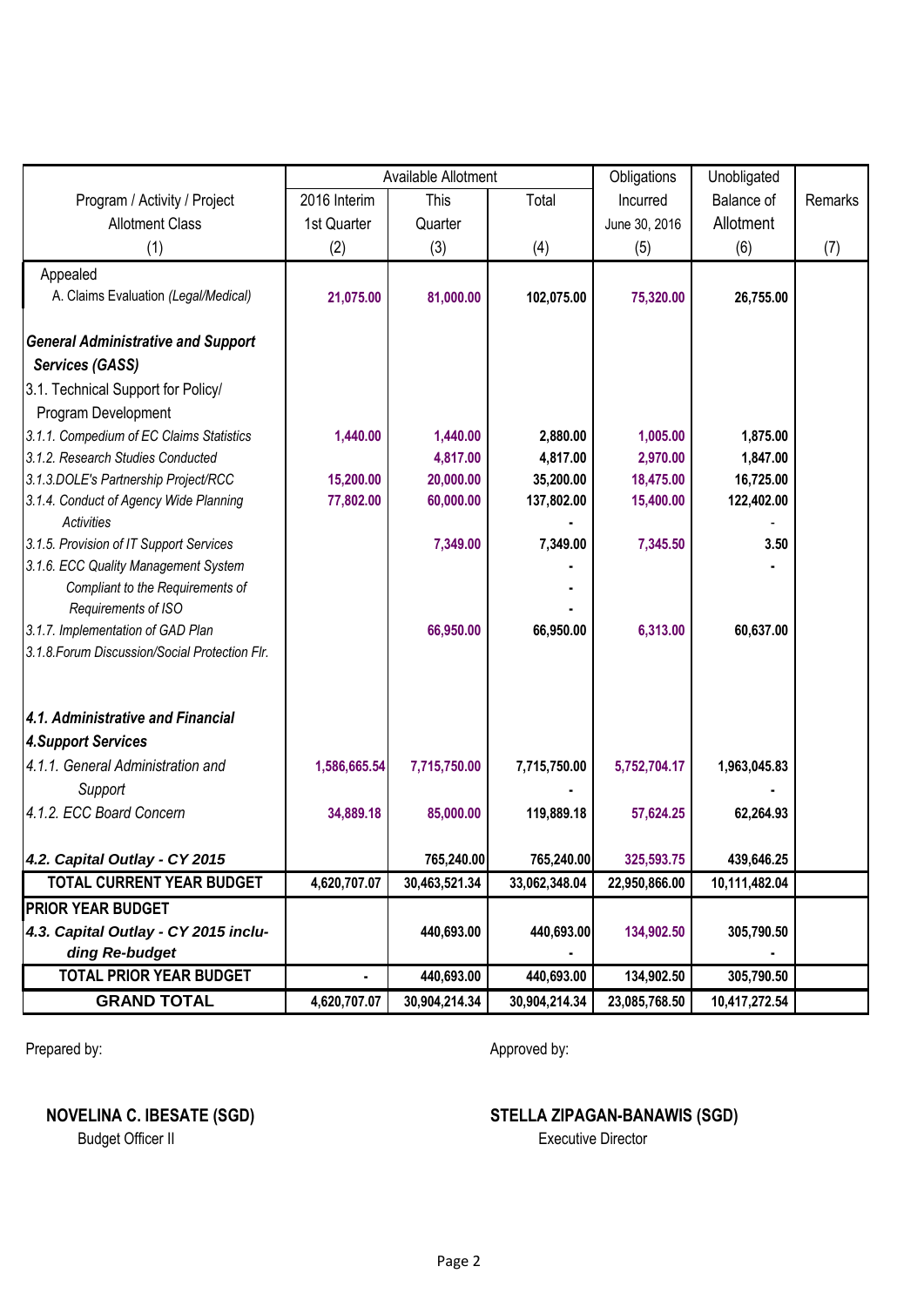| Program / Activity / Project Allotment Class (1) | Available Allotment 2016 Interim 1st Quarter (2) | This Quarter (3) | Total (4) | Obligations Incurred June 30, 2016 (5) | Unobligated Balance of Allotment (6) | Remarks (7) |
|---|---|---|---|---|---|---|
| Appealed | | | | | | |
| A. Claims Evaluation *(Legal/Medical)* | 21,075.00 | 81,000.00 | 102,075.00 | 75,320.00 | 26,755.00 | |
| ***General Administrative and Support Services (GASS)*** | | | | | | |
| 3.1. Technical Support for Policy/ Program Development | | | | | | |
| *3.1.1. Compedium of EC Claims Statistics* | 1,440.00 | 1,440.00 | 2,880.00 | 1,005.00 | 1,875.00 | |
| *3.1.2. Research Studies Conducted* | | 4,817.00 | 4,817.00 | 2,970.00 | 1,847.00 | |
| *3.1.3.DOLE's Partnership Project/RCC* | 15,200.00 | 20,000.00 | 35,200.00 | 18,475.00 | 16,725.00 | |
| *3.1.4. Conduct of Agency Wide Planning Activities* | 77,802.00 | 60,000.00 | 137,802.00 | 15,400.00 | 122,402.00 | |
| | | | - | | - | |
| *3.1.5. Provision of IT Support Services* | | 7,349.00 | 7,349.00 | 7,345.50 | 3.50 | |
| *3.1.6. ECC Quality Management System Compliant to the Requirements of Requirements of ISO* | | | - | | - | |
| | | | - | | | |
| | | | - | | | |
| *3.1.7. Implementation of GAD Plan* | | 66,950.00 | 66,950.00 | 6,313.00 | 60,637.00 | |
| *3.1.8.Forum Discussion/Social Protection Flr.* | | | | | | |
| ***4.1. Administrative and Financial 4.Support Services*** | | | | | | |
| *4.1.1. General Administration and Support* | 1,586,665.54 | 7,715,750.00 | 7,715,750.00 | 5,752,704.17 | 1,963,045.83 | |
| | | | - | | - | |
| *4.1.2. ECC Board Concern* | 34,889.18 | 85,000.00 | 119,889.18 | 57,624.25 | 62,264.93 | |
| ***4.2. Capital Outlay - CY 2015*** | | 765,240.00 | 765,240.00 | 325,593.75 | 439,646.25 | |
| **TOTAL CURRENT YEAR BUDGET** | 4,620,707.07 | 30,463,521.34 | 33,062,348.04 | 22,950,866.00 | 10,111,482.04 | |
| **PRIOR YEAR BUDGET** | | | | | | |
| ***4.3. Capital Outlay - CY 2015 inclu-ding Re-budget*** | | 440,693.00 | 440,693.00 | 134,902.50 | 305,790.50 | |
| | | | - | | - | |
| **TOTAL PRIOR YEAR BUDGET** | - | 440,693.00 | 440,693.00 | 134,902.50 | 305,790.50 | |
| **GRAND TOTAL** | 4,620,707.07 | 30,904,214.34 | 30,904,214.34 | 23,085,768.50 | 10,417,272.54 | |

Prepared by:

**NOVELINA C. IBESATE (SGD)**
Budget Officer II

Approved by:

**STELLA ZIPAGAN-BANAWIS (SGD)**
Executive Director